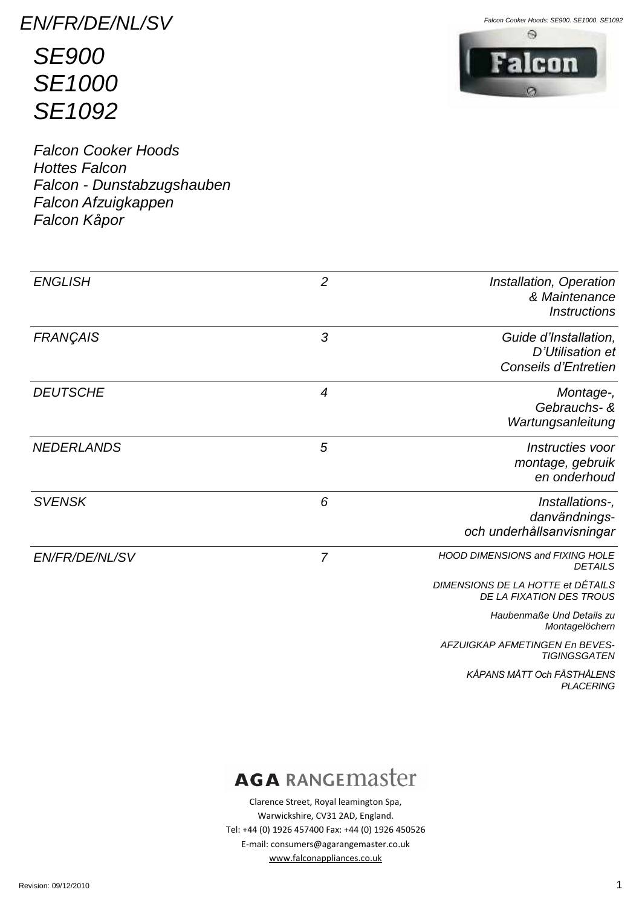# EN/FR/DE/NL/SV

## SE900
## SE1000
## SE1092

*Falcon Cooker Hoods*
*Hottes Falcon*
*Falcon - Dunstabzugshauben*
*Falcon Afzuigkappen*
*Falcon Kåpor*

| | | |
|---|---|---|
| *ENGLISH* | *2* | *Installation, Operation & Maintenance Instructions* |
| *FRANÇAIS* | *3* | *Guide d'Installation, D'Utilisation et Conseils d'Entretien* |
| *DEUTSCHE* | *4* | *Montage-, Gebrauchs- & Wartungsanleitung* |
| *NEDERLANDS* | *5* | *Instructies voor montage, gebruik en onderhoud* |
| *SVENSK* | *6* | *Installations-, danvändnings- och underhållsanvisningar* |
| *EN/FR/DE/NL/SV* | *7* | *HOOD DIMENSIONS and FIXING HOLE DETAILS*<br>*DIMENSIONS DE LA HOTTE et DÉTAILS DE LA FIXATION DES TROUS*<br>*Haubenmaße Und Details zu Montagelöchern*<br>*AFZUIGKAP AFMETINGEN En BEVES-TIGINGSGATEN*<br>*KÅPANS MÅTT Och FÄSTHÅLENS PLACERING* |

AGA RANGEmaster

Clarence Street, Royal leamington Spa,
Warwickshire, CV31 2AD, England.
Tel: +44 (0) 1926 457400 Fax: +44 (0) 1926 450526
E-mail: consumers@agarangemaster.co.uk
www.falconappliances.co.uk

Revision: 09/12/2010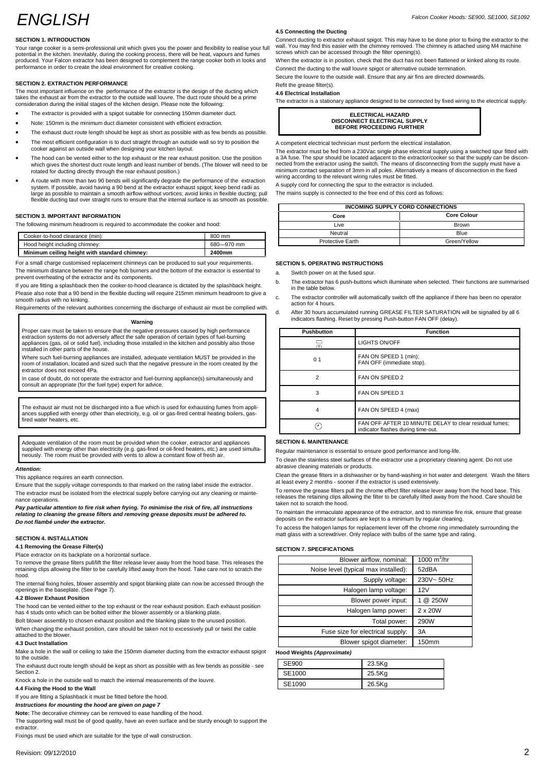# ENGLISH

### SECTION 1. INTRODUCTION

Your range cooker is a semi-professional unit which gives you the power and flexibility to realise your full potential in the kitchen. Inevitably, during the cooking process, there will be heat, vapours and fumes produced. Your Falcon extractor has been designed to complement the range cooker both in looks and performance in order to create the ideal environment for creative cooking.

### SECTION 2. EXTRACTION PERFORMANCE

The most important influence on the performance of the extractor is the design of the ducting which takes the exhaust air from the extractor to the outside wall louvre. The duct route should be a prime consideration during the initial stages of the kitchen design. Please note the following:

- The extractor is provided with a spigot suitable for connecting 150mm diameter duct.
- Note: 150mm is the minimum duct diameter consistent with efficient extraction.
- The exhaust duct route length should be kept as short as possible with as few bends as possible.
- The most efficient configuration is to duct straight through an outside wall so try to position the cooker against an outside wall when designing your kitchen layout.
- The hood can be vented either to the top exhaust or the rear exhaust position. Use the position which gives the shortest duct route length and least number of bends. (The blower will need to be rotated for ducting directly through the rear exhaust position.)
- A route with more than two 90 bends will significantly degrade the performance of the extraction system. If possible, avoid having a 90 bend at the extractor exhaust spigot; keep bend radii as large as possible to maintain a smooth airflow without vortices; avoid kinks in flexible ducting; pull flexible ducting taut over straight runs to ensure that the internal surface is as smooth as possible.

### SECTION 3. IMPORTANT INFORMATION

The following minimum headroom is required to accommodate the cooker and hood:

| Cooker-to-hood clearance (min): | 800 mm |
|---|---|
| Hood height including chimney: | 680—970 mm |
| **Minimum ceiling height with standard chimney:** | **2400mm** |

For a small charge customised replacement chimneys can be produced to suit your requirements.

The minimum distance between the range hob burners and the bottom of the extractor is essential to prevent overheating of the extractor and its components.

If you are fitting a splashback then the cooker-to-hood clearance is dictated by the splashback height.

Please also note that a 90 bend in the flexible ducting will require 215mm minimum headroom to give a smooth radius with no kinking.

Requirements of the relevant authorities concerning the discharge of exhaust air must be complied with.

**Warning**

Proper care must be taken to ensure that the negative pressures caused by high performance extraction systems do not adversely affect the safe operation of certain types of fuel-burning appliances (gas, oil or solid fuel), including those installed in the kitchen and possibly also those installed in other parts of the house.

Where such fuel-burning appliances are installed, adequate ventilation MUST be provided in the room of installation, located and sized such that the negative pressure in the room created by the extractor does not exceed 4Pa.

In case of doubt, do not operate the extractor and fuel-burning appliance(s) simultaneously and consult an appropriate (for the fuel type) expert for advice.

The exhaust air must not be discharged into a flue which is used for exhausting fumes from appliances supplied with energy other than electricity, e.g. oil or gas-fired central heating boilers, gas-fired water heaters, etc.

Adequate ventilation of the room must be provided when the cooker, extractor and appliances supplied with energy other than electricity (e.g. gas-fired or oil-fired heaters, etc.) are used simultaneously. The room must be provided with vents to allow a constant flow of fresh air.

***Attention:***

This appliance requires an earth connection.

Ensure that the supply voltage corresponds to that marked on the rating label inside the extractor.

The extractor must be isolated from the electrical supply before carrying out any cleaning or maintenance operations.

***Pay particular attention to fire risk when frying. To minimise the risk of fire, all instructions relating to cleaning the grease filters and removing grease deposits must be adhered to. Do not flambé under the extractor.***

### SECTION 4. INSTALLATION

#### 4.1 Removing the Grease Filter(s)

Place extractor on its backplate on a horizontal surface.

To remove the grease filters pull/lift the filter release lever away from the hood base. This releases the retaining clips allowing the filter to be carefully lifted away from the hood. Take care not to scratch the hood.

The internal fixing holes, blower assembly and spigot blanking plate can now be accessed through the openings in the baseplate. (See Page 7).

#### 4.2 Blower Exhaust Position

The hood can be vented either to the top exhaust or the rear exhaust position. Each exhaust position has 4 studs onto which can be bolted either the blower assembly or a blanking plate.

Bolt blower assembly to chosen exhaust position and the blanking plate to the unused position.

When changing the exhaust position, care should be taken not to excessively pull or twist the cable attached to the blower.

#### 4.3 Duct Installation

Make a hole in the wall or ceiling to take the 150mm diameter ducting from the extractor exhaust spigot to the outside.

The exhaust duct route length should be kept as short as possible with as few bends as possible - see Section 2.

Knock a hole in the outside wall to match the internal measurements of the louvre.

#### 4.4 Fixing the Hood to the Wall

If you are fitting a Splashback it must be fitted before the hood.

***Instructions for mounting the hood are given on page 7***

**Note:** The decorative chimney can be removed to ease handling of the hood.

The supporting wall must be of good quality, have an even surface and be sturdy enough to support the extractor.

Fixings must be used which are suitable for the type of wall construction.

#### 4.5 Connecting the Ducting

Connect ducting to extractor exhaust spigot. This may have to be done prior to fixing the extractor to the wall. You may find this easier with the chimney removed. The chimney is attached using M4 machine screws which can be accessed through the filter opening(s).

When the extractor is in position, check that the duct has not been flattened or kinked along its route.

Connect the ducting to the wall louvre spigot or alternative outside termination.

Secure the louvre to the outside wall. Ensure that any air fins are directed downwards.

Refit the grease filter(s).

#### 4.6 Electrical Installation

The extractor is a stationary appliance designed to be connected by fixed wiring to the electrical supply.

**ELECTRICAL HAZARD**
**DISCONNECT ELECTRICAL SUPPLY**
**BEFORE PROCEEDING FURTHER**

A competent electrical technician must perform the electrical installation.

The extractor must be fed from a 230Vac single phase electrical supply using a switched spur fitted with a 3A fuse. The spur should be located adjacent to the extractor/cooker so that the supply can be disconnected from the extractor using the switch. The means of disconnecting from the supply must have a minimum contact separation of 3mm in all poles. Alternatively a means of disconnection in the fixed wiring according to the relevant wiring rules must be fitted.

A supply cord for connecting the spur to the extractor is included.

The mains supply is connected to the free end of this cord as follows:

| INCOMING SUPPLY CORD CONNECTIONS | |
|---|---|
| **Core** | **Core Colour** |
| Live | Brown |
| Neutral | Blue |
| Protective Earth | Green/Yellow |

### SECTION 5. OPERATING INSTRUCTIONS

a. Switch power on at the fused spur.

b. The extractor has 6 push-buttons which illuminate when selected. Their functions are summarised in the table below.

c. The extractor controller will automatically switch off the appliance if there has been no operator action for 4 hours.

d. After 30 hours accumulated running GREASE FILTER SATURATION will be signalled by all 6 indicators flashing. Reset by pressing Push-button FAN OFF (delay).

| Pushbutton | Function |
|---|---|
| (lamp symbol) | LIGHTS ON/OFF |
| 0 1 | FAN ON SPEED 1 (min); FAN OFF (immediate stop). |
| 2 | FAN ON SPEED 2 |
| 3 | FAN ON SPEED 3 |
| 4 | FAN ON SPEED 4 (max) |
| (clock symbol) | FAN OFF AFTER 10 MINUTE DELAY to clear residual fumes; indicator flashes during time-out. |

### SECTION 6. MAINTENANCE

Regular maintenance is essential to ensure good performance and long-life.

To clean the stainless steel surfaces of the extractor use a proprietary cleaning agent. Do not use abrasive cleaning materials or products.

Clean the grease filters in a dishwasher or by hand-washing in hot water and detergent. Wash the filters at least every 2 months - sooner if the extractor is used extensively.

To remove the grease filters pull the chrome effect filter release lever away from the hood base. This releases the retaining clips allowing the filter to be carefully lifted away from the hood. Care should be taken not to scratch the hood.

To maintain the immaculate appearance of the extractor, and to minimise fire risk, ensure that grease deposits on the extractor surfaces are kept to a minimum by regular cleaning.

To access the halogen lamps for replacement lever off the chrome ring immediately surrounding the matt glass with a screwdriver. Only replace with bulbs of the same type and rating.

### SECTION 7. SPECIFICATIONS

| | |
|---|---|
| Blower airflow, nominal: | 1000 $m^3$/hr |
| Noise level (typical max installed): | 52dBA |
| Supply voltage: | 230V~ 50Hz |
| Halogen lamp voltage: | 12V |
| Blower power input: | 1 @ 250W |
| Halogen lamp power: | 2 x 20W |
| Total power: | 290W |
| Fuse size for electrical supply: | 3A |
| Blower spigot diameter: | 150mm |

**Hood Weights *(Approximate)***

| | |
|---|---|
| SE900 | 23.5Kg |
| SE1000 | 25.5Kg |
| SE1090 | 26.5Kg |

Revision: 09/12/2010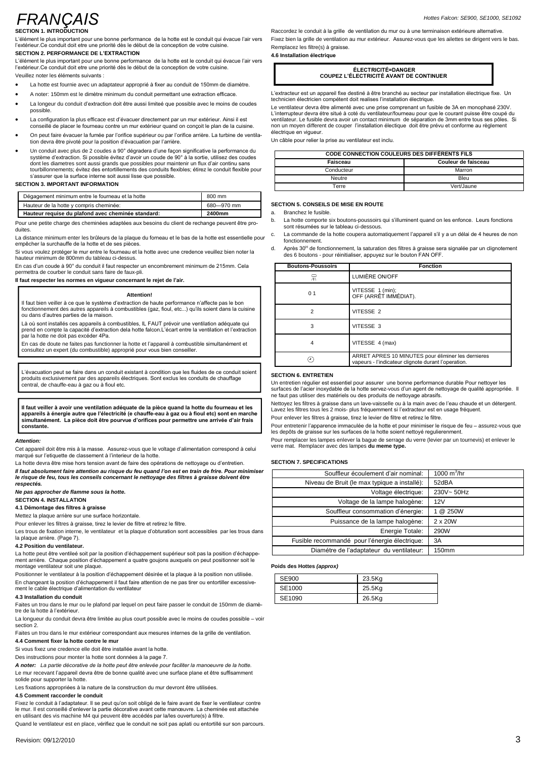# FRANÇAIS

**SECTION 1. INTRODUCTION**

L'élément le plus important pour une bonne performance de la hotte est le conduit qui évacue l'air vers l'extérieur.Ce conduit doit etre une priorité dès le début de la conception de votre cuisine.

**SECTION 2. PERFORMANCE DE L'EXTRACTION**

L'élément le plus important pour une bonne performance de la hotte est le conduit qui évacue l'air vers l'extérieur.Ce conduit doit etre une priorité dès le début de la conception de votre cuisine.

Veuillez noter les éléments suivants :

- La hotte est fournie avec un adaptateur approprié à fixer au conduit de 150mm de diamètre.
- A noter: 150mm est le dimètre minimum du conduit permettant une extraction efficace.
- La longeur du conduit d'extraction doit être aussi limiteé que possible avec le moins de coudes possible.
- La configuration la plus efficace est d'évacuer directement par un mur extérieur. Ainsi il est conseillé de placer le fourneau contre un mur extérieur quand on conçoit le plan de la cuisine.
- On peut faire évacuer la fumée par l'orifice supérieur ou par l'orifice arrière. La turbine de ventilation devra être pivoté pour la position d'évacuation par l'arrière.
- Un conduit avec plus de 2 coudes a 90° dégradera d'une façon significative la performance du système d'extraction. Si possible évitez d'avoir un coude de 90° à la sortie, utilisez des coudes dont les diametres sont aussi grands que possibles pour maintenir un flux d'air continu sans tourbillonnements; évitez des entortillements des conduits flexibles; étirez le conduit flexible pour s'assurer que la surface interne soit aussi lisse que possible.

**SECTION 3. IMPORTANT INFORMATION**

| Dégagement minimum entre le fourneau et la hotte | 800 mm |
|---|---|
| Hauteur de la hotte y compris cheminée: | 680—970 mm |
| **Hauteur requise du plafond avec cheminée standard:** | **2400mm** |

Pour une petite charge des cheminées adaptées aux besoins du client de rechange peuvent être produites.

La distance minimum enter les brûleurs de la plaque du forneau et le bas de la hotte est essentielle pour empêcher la surchauffe de la hotte et de ses pièces.

Si vous voulez protéger le mur entre le fourneau et la hotte avec une credence veuillez bien noter la hauteur minimum de 800mm du tableau ci-dessus.

En cas d'un coude à 90° du conduit il faut respecter un encombrement minimum de 215mm. Cela permettra de courber le conduit sans faire de faux-pli.

**Il faut respecter les normes en vigueur concernant le rejet de l'air.**

**Attention!**

Il faut bien veiller à ce que le système d'extraction de haute performance n'affecte pas le bon fonctionnement des autres appareils à combustibles (gaz, fioul, etc...) qu'ils soient dans la cuisine ou dans d'autres parties de la maison.

Là où sont installés ces appareils à combustibles, IL FAUT prévoir une ventilation adéquate qui prend en compte la capacité d'extraction dela hotte falcon.L'écart entre la ventilation et l'extraction par la hotte ne doit pas excéder 4Pa.

En cas de doute ne faites pas fonctionner la hotte et l'appareil à combustible simultanément et consultez un expert (du combustible) approprié pour vous bien conseiller.

L'évacuation peut se faire dans un conduit existant à condition que les fluides de ce conduit soient produits exclusivement par des appareils électriques. Sont exclus les conduits de chauffage central, de chauffe-eau à gaz ou à fioul etc.

**Il faut veiller à avoir une ventilation adéquate de la pièce quand la hotte du fourneau et les appareils à énergie autre que l'électricité (e chauffe-eau à gaz ou à fioul etc) sont en marche simultanément. La pièce doit être pourvue d'orifices pour permettre une arrivée d'air frais constante.**

***Attention:***

Cet appareil doit être mis à la masse. Assurez-vous que le voltage d'alimentation correspond à celui marqué sur l'étiquette de classement à l'intérieur de la hotte.

La hotte devra être mise hors tension avant de faire des opérations de nettoyage ou d'entretien.

***Il faut absolument faire attention au risque du feu quand l'on est en train de frire. Pour minimiser le risque de feu, tous les conseils concernant le nettoyage des filtres à graisse doivent être respectés.***

***Ne pas approcher de flamme sous la hotte.***

**SECTION 4. INSTALLATION**

**4.1 Démontage des filtres à graisse**

Mettez la plaque arrière sur une surface horizontale.

Pour enlever les filtres à graisse, tirez le levier de filtre et retirez le filtre.

Les trous de fixation interne, le ventilateur et la plaque d'obturation sont accessibles par les trous dans la plaque arrière. (Page 7).

**4.2 Position du ventilateur.**

La hotte peut être ventileé soit par la position d'échappement supérieur soit pas la position d'échappement arrière. Chaque position d'échappement a quatre goujons auxquels on peut positionner soit le montage ventilateur soit une plaque.

Positionner le ventilateur à la position d'échappement désirée et la plaque à la position non utilisée.

En changeant la position d'échappement il faut faire attention de ne pas tirer ou entortiller excessivement le cable électrique d'alimentation du ventilateur

**4.3 Installation du conduit**

Faites un trou dans le mur ou le plafond par lequel on peut faire passer le conduit de 150mm de diamètre de la hotte à l'extérieur.

La longueur du conduit devra être limitée au plus court possible avec le moins de coudes possible – voir section 2.

Faites un trou dans le mur extérieur correspondant aux mesures internes de la grille de ventilation.

**4.4 Comment fixer la hotte contre le mur**

Si vous fixez une credence elle doit être installée avant la hotte.

Des instructions pour monter la hotte sont données à la page 7.

***A noter:*** *La partie décorative de la hotte peut être enlevée pour faciliter la manoeuvre de la hotte.*

Le mur recevant l'appareil devra être de bonne qualité avec une surface plane et être suffisamment solide pour supporter la hotte.

Les fixations appropriées à la nature de la construction du mur devront être utilisées.

**4.5 Comment raccorder le conduit**

Fixez le conduit à l'adaptateur. Il se peut qu'on soit obligé de le faire avant de fixer le ventilateur contre le mur. Il est conseillé d'enlever la partie décorative avant cette manœuvre. La cheminée est attachée en utilisant des vis machine M4 qui peuvent être accédés par la/les ouverture(s) à filtre.

Quand le ventilateur est en place, vérifiez que le conduit ne soit pas aplati ou entortillé sur son parcours.

Raccordez le conduit à la grille de ventilation du mur ou à une terminaison extérieure alternative.

Fixez bien la grille de ventilation au mur extérieur. Assurez-vous que les ailettes se dirigent vers le bas.

Remplacez les filtre(s) à graisse.

**4.6 Installation électrique**

**ÉLECTRICITÉ=DANGER**
**COUPEZ L'ÉLECTRICITÉ AVANT DE CONTINUER**

L'extracteur est un appareil fixe destiné à être branché au secteur par installation électrique fixe. Un technicien électricien compétent doit realises l'installation électrique.

Le ventilateur devra être alimenté avec une prise comprenant un fusible de 3A en monophasé 230V. L'interrupteur devra être situé à coté du ventilateur/fourneau pour que le courant puisse être coupé du ventilateur. Le fusible devra avoir un contact minimum de séparation de 3mm entre tous ses pôles. Si non un moyen different de couper l'installation électique doit être prévu et conforme au règlement électrique en vigueur.

Un câble pour relier la prise au ventilateur est inclu.

| CODE CONNECTION COULEURS DES DIFFÉRENTS FILS | |
|---|---|
| **Faisceau** | **Couleur de faisceau** |
| Conducteur | Marron |
| Neutre | Bleu |
| Terre | Vert/Jaune |

**SECTION 5. CONSEILS DE MISE EN ROUTE**

a. Branchez le fusible.

b. La hotte comporte six boutons-poussoirs qui s'illuminent quand on les enfonce. Leurs fonctions sont résumées sur le tableau ci-dessous.

c. La commande de la hotte coupera automatiquement l'appareil s'il y a un délai de 4 heures de non fonctionnement.

d. Après 30[H] de fonctionnement, la saturation des filtres à graisse sera signalée par un clignotement des 6 boutons - pour réinitialiser, appuyez sur le bouton FAN OFF.

| Boutons-Poussoirs | Fonction |
|---|---|
| (lumière) | LUMIÈRE ON/OFF |
| 0 1 | VITESSE 1 (min);<br>OFF (ARRÊT IMMÉDIAT). |
| 2 | VITESSE 2 |
| 3 | VITESSE 3 |
| 4 | VITESSE 4 (max) |
| (minuterie) | ARRET APRES 10 MINUTES pour éliminer les dernieres vapeurs - l'indicateur clignote durant l'operation. |

**SECTION 6. ENTRETIEN**

Un entretien régulier est essentiel pour assurer une bonne performance durable Pour nettoyer les surfaces de l'acier inoxydable de la hotte servez-vous d'un agent de nettoyage de qualité appropriée. Il ne faut pas utiliser des matériels ou des produits de nettoyage abrasifs.

Nettoyez les filtres à graisse dans un lave-vaisselle ou à la main avec de l'eau chaude et un détergent. Lavez les filtres tous les 2 mois- plus fréquemment si l'extracteur est en usage fréquent.

Pour enlever les filtres à graisse, tirez le levier de filtre et retirez le filtre.

Pour entretenir l'apparence immaculée de la hotte et pour minimiser le risque de feu – assurez-vous que les dépôts de graisse sur les surfaces de la hotte soient nettoyé regulierenment.

Pour remplacer les lampes enlever la bague de serrage du verre (levier par un tournevis) et enlever le verre mat. Remplacer avec des lampes **du meme type.**

**SECTION 7. SPECIFICATIONS**

| | |
|---|---|
| Souffleur écoulement d'air nominal: | 1000 $m^3$/hr |
| Niveau de Bruit (le max typique a installé): | 52dBA |
| Voltage électrique: | 230V~ 50Hz |
| Voltage de la lampe halogène: | 12V |
| Souffleur consommation d'énergie: | 1 @ 250W |
| Puissance de la lampe halogène: | 2 x 20W |
| Energie Totale: | 290W |
| Fusible recommandé pour l'énergie électrique: | 3A |
| Diamétre de l'adaptateur du ventilateur: | 150mm |

**Poids des Hottes *(approx)***

| | |
|---|---|
| SE900 | 23.5Kg |
| SE1000 | 25.5Kg |
| SE1090 | 26.5Kg |

Revision: 09/12/2010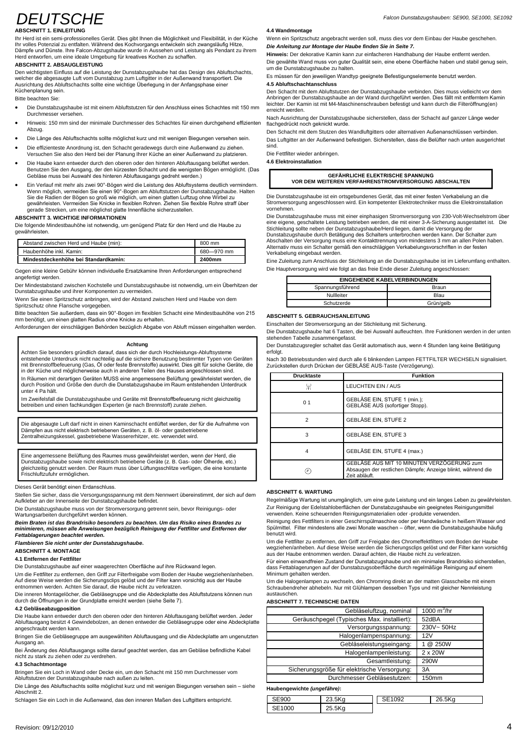# DEUTSCHE

### ABSCHNITT 1. EINLEITUNG

Ihr Herd ist ein semi-professionelles Gerät. Dies gibt Ihnen die Möglichkeit und Flexibilität, in der Küche Ihr volles Potenzial zu entfalten. Während des Kochvorgangs entwickeln sich zwangsläufig Hitze, Dämpfe und Dünste. Ihre Falcon-Abzugshaube wurde in Aussehen und Leistung als Pendant zu ihrem Herd entworfen, um eine ideale Umgebung für kreatives Kochen zu schaffen.

### ABSCHNITT 2. ABSAUGLEISTUNG

Den wichtigsten Einfluss auf die Leistung der Dunstabzugshaube hat das Design des Abluftschachts, welcher die abgesaugte Luft vom Dunstabzug zum Luftgitter in der Außenwand transportiert. Die Ausrichtung des Abluftschachts sollte eine wichtige Überlegung in der Anfangsphase einer Küchenplanung sein.

Bitte beachten Sie:

- Die Dunstabzugshaube ist mit einem Abluftstutzen für den Anschluss eines Schachtes mit 150 mm Durchmesser versehen.
- Hinweis: 150 mm sind der minimale Durchmesser des Schachtes für einen durchgehend effizienten Abzug.
- Die Länge des Abluftschachts sollte möglichst kurz und mit wenigen Biegungen versehen sein.
- Die effizienteste Anordnung ist, den Schacht geradewegs durch eine Außenwand zu ziehen. Versuchen Sie also den Herd bei der Planung Ihrer Küche an einer Außenwand zu platzieren.
- Die Haube kann entweder durch den oberen oder den hinteren Abluftausgang belüftet werden. Benutzen Sie den Ausgang, der den kürzesten Schacht und die wenigsten Bögen ermöglicht. (Das Gebläse muss bei Auswahl des hinteren Abluftausgangs gedreht werden.)
- Ein Verlauf mit mehr als zwei 90°-Bögen wird die Leistung des Abluftsystems deutlich vermindern. Wenn möglich, vermeiden Sie einen 90°-Bogen am Abluftstutzen der Dunstabzugshaube. Halten Sie die Radien der Bögen so groß wie möglich, um einen glatten Luftzug ohne Wirbel zu gewährleisten. Vermeiden Sie Knicke in flexiblen Rohren. Ziehen Sie flexible Rohre straff über gerade Strecken, um eine möglichst glatte Innenfläche sicherzustellen.

### ABSCHNITT 3. WICHTIGE INFORMATIONEN

Die folgende Mindestbauhöhe ist notwendig, um genügend Platz für den Herd und die Haube zu gewährleisten.

| | |
|---|---|
| Abstand zwischen Herd und Haube (min): | 800 mm |
| Haubenhöhe inkl. Kamin: | 680—970 mm |
| **Mindestdeckenhöhe bei Standardkamin:** | **2400mm** |

Gegen eine kleine Gebühr können individuelle Ersatzkamine Ihren Anforderungen entsprechend angefertigt werden.

Der Mindestabstand zwischen Kochstelle und Dunstabzugshaube ist notwendig, um ein Überhitzen der Dunstabzugshaube und ihrer Komponenten zu vermeiden.

Wenn Sie einen Spritzschutz anbringen, wird der Abstand zwischen Herd und Haube von dem Spritzschutz ohne Flansche vorgegeben.

Bitte beachten Sie außerdem, dass ein 90°-Bogen im flexiblen Schacht eine Mindestbauhöhe von 215 mm benötigt, um einen glatten Radius ohne Knicke zu erhalten.

Anforderungen der einschlägigen Behörden bezüglich Abgabe von Abluft müssen eingehalten werden.

> **Achtung**
>
> Achten Sie besonders gründlich darauf, dass sich der durch Hochleistungs-Abluftsysteme entstehende Unterdruck nicht nachteilig auf die sichere Benutzung bestimmter Typen von Geräten mit Brennstoffbefeuerung (Gas, Öl oder feste Brennstoffe) auswirkt. Dies gilt für solche Geräte, die in der Küche und möglicherweise auch in anderen Teilen des Hauses angeschlossen sind.
>
> In Räumen mit derartigen Geräten MUSS eine angemessene Belüftung gewährleistet werden, die durch Position und Größe den durch die Dunstabzugshaube im Raum entstehenden Unterdruck unter 4 Pa hält.
>
> Im Zweifelsfall die Dunstabzugshaube und Geräte mit Brennstoffbefeuerung nicht gleichzeitig betreiben und einen fachkundigen Experten (je nach Brennstoff) zurate ziehen.

> Die abgesaugte Luft darf nicht in einen Kaminschacht entlüftet werden, der für die Aufnahme von Dämpfen aus nicht elektrisch betriebenen Geräten, z. B. öl- oder gasbetriebene Zentralheizungskessel, gasbetriebene Wassererhitzer, etc. verwendet wird.

> Eine angemessene Belüftung des Raumes muss gewährleistet werden, wenn der Herd, die Dunstabzugshaube sowie nicht elektrisch betriebene Geräte (z. B. Gas- oder Ölherde, etc.) gleichzeitig genutzt werden. Der Raum muss über Lüftungsschlitze verfügen, die eine konstante Frischluftzufuhr ermöglichen.

Dieses Gerät benötigt einen Erdanschluss.

Stellen Sie sicher, dass die Versorgungsspannung mit dem Nennwert übereinstimmt, der sich auf dem Aufkleber an der Innenseite der Dunstabzugshaube befindet.

Die Dunstabzugshaube muss von der Stromversorgung getrennt sein, bevor Reinigungs- oder Wartungsarbeiten durchgeführt werden können.

***Beim Braten ist das Brandrisiko besonders zu beachten. Um das Risiko eines Brandes zu minimieren, müssen alle Anweisungen bezüglich Reinigung der Fettfilter und Entfernen der Fettablagerungen beachtet werden.***

***Flambieren Sie nicht unter der Dunstabzugshaube.***

### ABSCHNITT 4. MONTAGE

#### 4.1 Entfernen der Fettfilter

Die Dunstabzugshaube auf einer waagerechten Oberfläche auf ihre Rückwand legen.

Um die Fettfilter zu entfernen, den Griff zur Filterfreigabe vom Boden der Haube wegziehen/anheben. Auf diese Weise werden die Sicherungsclips gelöst und der Filter kann vorsichtig aus der Haube entnommen werden. Achten Sie darauf, die Haube nicht zu verkratzen.

Die inneren Montagelöcher, die Gebläsegruppe und die Abdeckplatte des Abluftstutzens können nun durch die Öffnungen in der Grundplatte erreicht werden (siehe Seite 7).

#### 4.2 Gebläseabzugposition

Die Haube kann entweder durch den oberen oder den hinteren Abluftausgang belüftet werden. Jeder Abluftausgang besitzt 4 Gewindebolzen, an denen entweder die Gebläsegruppe oder eine Abdeckplatte angeschraubt werden kann.

Bringen Sie die Gebläsegruppe am ausgewählten Abluftausgang und die Abdeckplatte am ungenutzten Ausgang an.

Bei Änderung des Abluftausgangs sollte darauf geachtet werden, das am Gebläse befindliche Kabel nicht zu stark zu ziehen oder zu verdrehen.

#### 4.3 Schachtmontage

Bringen Sie ein Loch in Wand oder Decke ein, um den Schacht mit 150 mm Durchmesser vom Abluftstutzen der Dunstabzugshaube nach außen zu leiten.

Die Länge des Abluftschachts sollte möglichst kurz und mit wenigen Biegungen versehen sein – siehe Abschnitt 2.

Schlagen Sie ein Loch in die Außenwand, das den inneren Maßen des Luftgitters entspricht.

#### 4.4 Wandmontage

Wenn ein Spritzschutz angebracht werden soll, muss dies vor dem Einbau der Haube geschehen.

***Die Anleitung zur Montage der Haube finden Sie in Seite 7.***

**Hinweis:** Der dekorative Kamin kann zur einfacheren Handhabung der Haube entfernt werden.

Die gewählte Wand muss von guter Qualität sein, eine ebene Oberfläche haben und stabil genug sein, um die Dunstabzugshaube zu halten.

Es müssen für den jeweiligen Wandtyp geeignete Befestigungselemente benutzt werden.

#### 4.5 Abluftschachtanschluss

Den Schacht mit dem Abluftstutzen der Dunstabzugshaube verbinden. Dies muss vielleicht vor dem Anbringen der Dunstabzugshaube an der Wand durchgeführt werden. Dies fällt mit entferntem Kamin leichter. Der Kamin ist mit M4-Maschinenschrauben befestigt und kann durch die Filteröffnung(en) erreicht werden.

Nach Ausrichtung der Dunstabzugshaube sicherstellen, dass der Schacht auf ganzer Länge weder flachgedrückt noch geknickt wurde.

Den Schacht mit dem Stutzen des Wandluftgitters oder alternativen Außenanschlüssen verbinden.

Das Luftgitter an der Außenwand befestigen. Sicherstellen, dass die Belüfter nach unten ausgerichtet sind.

Die Fettfilter wieder anbringen.

#### 4.6 Elektroinstallation

> **GEFÄHRLICHE ELEKTRISCHE SPANNUNG**
> **VOR DEM WEITEREN VERFAHRENSTROMVERSORGUNG ABSCHALTEN**

Die Dunstabzugshaube ist ein ortsgebundenes Gerät, das mit einer festen Verkabelung an die Stromversorgung angeschlossen wird. Ein kompetenter Elektrotechniker muss die Elektroinstallation vornehmen.

Die Dunstabzugshaube muss mit einer einphasigen Stromversorgung von 230-Volt-Wechselstrom über eine eigene, geschaltete Leitung betrieben werden, die mit einer 3-A-Sicherung ausgestattet ist. Die Stichleitung sollte neben der Dunstabzugshaube/Herd liegen, damit die Versorgung der Dunstabzugshaube durch Betätigung des Schalters unterbrochen werden kann. Der Schalter zum Abschalten der Versorgung muss eine Kontakttrennung von mindestens 3 mm an allen Polen haben. Alternativ muss ein Schalter gemäß den einschlägigen Verkabelungsvorschriften in der festen Verkabelung eingebaut werden.

Eine Zuleitung zum Anschluss der Stichleitung an die Dunstabzugshaube ist im Lieferumfang enthalten.

Die Hauptversorgung wird wie folgt an das freie Ende dieser Zuleitung angeschlossen:

| EINGEHENDE KABELVERBINDUNGEN | |
|---|---|
| Spannungsführend | Braun |
| Nullleiter | Blau |
| Schutzerde | Grün/gelb |

### ABSCHNITT 5. GEBRAUCHSANLEITUNG

Einschalten der Stromversorgung an der Stichleitung mit Sicherung.

Die Dunstabzugshaube hat 6 Tasten, die bei Auswahl aufleuchten. Ihre Funktionen werden in der unten stehenden Tabelle zusammengefasst.

Der Dunstabzugsregler schaltet das Gerät automatisch aus, wenn 4 Stunden lang keine Betätigung erfolgt.

Nach 30 Betriebsstunden wird durch alle 6 blinkenden Lampen FETTFILTER WECHSELN signalisiert. Zurückstellen durch Drücken der GEBLÄSE AUS-Taste (Verzögerung).

| Drucktaste | Funktion |
|---|---|
| (Lampensymbol) | LEUCHTEN EIN / AUS |
| 0 1 | GEBLÄSE EIN, STUFE 1 (min.); GEBLÄSE AUS (sofortiger Stopp). |
| 2 | GEBLÄSE EIN, STUFE 2 |
| 3 | GEBLÄSE EIN, STUFE 3 |
| 4 | GEBLÄSE EIN, STUFE 4 (max.) |
| (Uhrsymbol) | GEBLÄSE AUS MIT 10 MINUTEN VERZÖGERUNG zum Absaugen der restlichen Dämpfe; Anzeige blinkt, während die Zeit abläuft. |

### ABSCHNITT 6. WARTUNG

Regelmäßige Wartung ist unumgänglich, um eine gute Leistung und ein langes Leben zu gewährleisten.

Zur Reinigung der Edelstahloberflächen der Dunstabzugshaube ein geeignetes Reinigungsmittel verwenden. Keine scheuernden Reinigungsmaterialien oder -produkte verwenden.

Reinigung des Fettfilters in einer Geschirrspülmaschine oder per Handwäsche in heißem Wasser und Spülmittel. Filter mindestens alle zwei Monate waschen – öfter, wenn die Dunstabzugshaube häufig benutzt wird.

Um die Fettfilter zu entfernen, den Griff zur Freigabe des Chromeffektfilters vom Boden der Haube wegziehen/anheben. Auf diese Weise werden die Sicherungsclips gelöst und der Filter kann vorsichtig aus der Haube entnommen werden. Darauf achten, die Haube nicht zu verkratzen.

Für einen einwandfreien Zustand der Dunstabzugshaube und ein minimales Brandrisiko sicherstellen, dass Fettablagerungen auf der Dunstabzugsoberfläche durch regelmäßige Reinigung auf einem Minimum gehalten werden.

Um die Halogenlampen zu wechseln, den Chromring direkt an der matten Glasscheibe mit einem Schraubendreher abhebeln. Nur mit Glühlampen desselben Typs und mit gleicher Nennleistung austauschen.

### ABSCHNITT 7. TECHNISCHE DATEN

| | |
|---|---|
| Gebläseluftzug, nominal | 1000 $m^3$/hr |
| Geräuschpegel (Typisches Max. installiert): | 52dBA |
| Versorgungsspannung: | 230V~ 50Hz |
| Halogenlampenspannung: | 12V |
| Gebläseleistungseingang: | 1 @ 250W |
| Halogenlampenleistung: | 2 x 20W |
| Gesamtleistung: | 290W |
| Sicherungsgröße für elektrische Versorgung: | 3A |
| Durchmesser Gebläsestutzen: | 150mm |

**Haubengewichte *(ungefähre)*:**

| | | | |
|---|---|---|---|
| SE900 | 23.5Kg | SE1092 | 26.5Kg |
| SE1000 | 25.5Kg | | |

Revision: 09/12/2010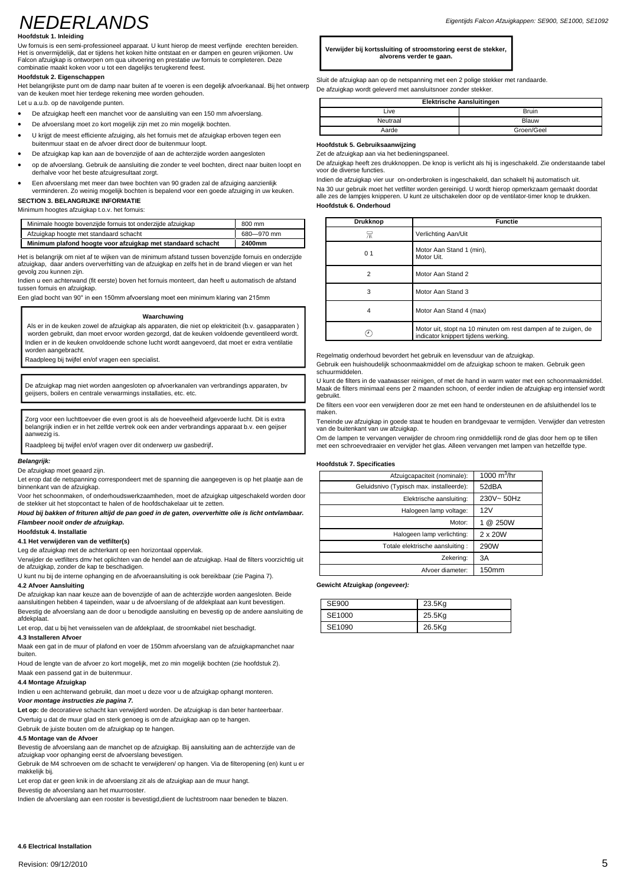# NEDERLANDS

### Hoofdstuk 1. Inleiding

Uw fornuis is een semi-professioneel apparaat. U kunt hierop de meest verfijnde erechten bereiden. Het is onvermijdelijk, dat er tijdens het koken hitte ontstaat en er dampen en geuren vrijkomen. Uw Falcon afzuigkap is ontworpen om qua uitvoering en prestatie uw fornuis te completeren. Deze combinatie maakt koken voor u tot een dagelijks terugkerend feest.

### Hoofdstuk 2. Eigenschappen

Het belangrijkste punt om de damp naar buiten af te voeren is een degelijk afvoerkanaal. Bij het ontwerp van de keuken moet hier terdege rekening mee worden gehouden.

Let u a.u.b. op de navolgende punten.

- De afzuigkap heeft een manchet voor de aansluiting van een 150 mm afvoerslang.
- De afvoerslang moet zo kort mogelijk zijn met zo min mogelijk bochten.
- U krijgt de meest efficiente afzuiging, als het fornuis met de afzuigkap erboven tegen een buitenmuur staat en de afvoer direct door de buitenmuur loopt.
- De afzuigkap kap kan aan de bovenzijde of aan de achterzijde worden aangesloten
- op de afvoerslang. Gebruik de aansluiting die zonder te veel bochten, direct naar buiten loopt en derhalve voor het beste afzuigresultaat zorgt.
- Een afvoerslang met meer dan twee bochten van 90 graden zal de afzuiging aanzienlijk verminderen. Zo weinig mogelijk bochten is bepalend voor een goede afzuiging in uw keuken.

### SECTION 3. BELANGRIJKE INFORMATIE

Minimum hoogtes afzuigkap t.o.v. het fornuis:

| Minimale hoogte bovenzijde fornuis tot onderzijde afzuigkap | 800 mm |
|---|---|
| Afzuigkap hoogte met standaard schacht | 680—970 mm |
| **Minimum plafond hoogte voor afzuigkap met standaard schacht** | **2400mm** |

Het is belangrijk om niet af te wijken van de minimum afstand tussen bovenzijde fornuis en onderzijde afzuigkap, daar anders oververhitting van de afzuigkap en zelfs het in de brand vliegen er van het gevolg zou kunnen zijn.

Indien u een achterwand (fit eerste) boven het fornuis monteert, dan heeft u automatisch de afstand tussen fornuis en afzuigkap.

Een glad bocht van 90° in een 150mm afvoerslang moet een minimum klaring van 215mm

**Waarschuwing**

Als er in de keuken zowel de afzuigkap als apparaten, die niet op elektriciteit (b.v. gasapparaten ) worden gebruikt, dan moet ervoor worden gezorgd, dat de keuken voldoende geventileerd wordt. Indien er in de keuken onvoldoende schone lucht wordt aangevoerd, dat moet er extra ventilatie worden aangebracht.

Raadpleeg bij twijfel en/of vragen een specialist.

De afzuigkap mag niet worden aangesloten op afvoerkanalen van verbrandings apparaten, bv geijsers, boilers en centrale verwarmings installaties, etc. etc.

Zorg voor een luchttoevoer die even groot is als de hoeveelheid afgevoerde lucht. Dit is extra belangrijk indien er in het zelfde vertrek ook een ander verbrandings apparaat b.v. een geijser aanwezig is.

Raadpleeg bij twijfel en/of vragen over dit onderwerp uw gasbedrijf.

***Belangrijk:***

De afzuigkap moet geaard zijn.

Let erop dat de netspanning correspondeert met de spanning die aangegeven is op het plaatje aan de binnenkant van de afzuigkap.

Voor het schoonmaken, of onderhoudswerkzaamheden, moet de afzuigkap uitgeschakeld worden door de stekker uit het stopcontact te halen of de hoofdschakelaar uit te zetten.

***Houd bij bakken of frituren altijd de pan goed in de gaten, oververhitte olie is licht ontvlambaar.***

***Flambeer nooit onder de afzuigkap.***

### Hoofdstuk 4. Installatie

#### 4.1 Het verwijderen van de vetfilter(s)

Leg de afzuigkap met de achterkant op een horizontaal oppervlak.

Verwijder de vetfilters dmv het oplichten van de hendel aan de afzuigkap. Haal de filters voorzichtig uit de afzuigkap, zonder de kap te beschadigen.

U kunt nu bij de interne ophanging en de afvoeraansluiting is ook bereikbaar (zie Pagina 7).

#### 4.2 Afvoer Aansluiting

De afzuigkap kan naar keuze aan de bovenzijde of aan de achterzijde worden aangesloten. Beide aansluitingen hebben 4 tapeinden, waar u de afvoerslang of de afdekplaat aan kunt bevestigen.

Bevestig de afvoerslang aan de door u benodigde aansluiting en bevestig op de andere aansluiting de afdekplaat.

Let erop, dat u bij het verwisselen van de afdekplaat, de stroomkabel niet beschadigt.

#### 4.3 Installeren Afvoer

Maak een gat in de muur of plafond en voer de 150mm afvoerslang van de afzuigkapmanchet naar buiten.

Houd de lengte van de afvoer zo kort mogelijk, met zo min mogelijk bochten (zie hoofdstuk 2).

Maak een passend gat in de buitenmuur.

#### 4.4 Montage Afzuigkap

Indien u een achterwand gebruikt, dan moet u deze voor u de afzuigkap ophangt monteren.

***Voor montage instructies zie pagina 7.***

**Let op:** de decoratieve schacht kan verwijderd worden. De afzuigkap is dan beter hanteerbaar.

Overtuig u dat de muur glad en sterk genoeg is om de afzuigkap aan op te hangen.

Gebruik de juiste bouten om de afzuigkap op te hangen.

#### 4.5 Montage van de Afvoer

Bevestig de afvoerslang aan de manchet op de afzuigkap. Bij aansluiting aan de achterzijde van de afzuigkap voor ophanging eerst de afvoerslang bevestigen.

Gebruik de M4 schroeven om de schacht te verwijderen/ op hangen. Via de filteropening (en) kunt u er makkelijk bij.

Let erop dat er geen knik in de afvoerslang zit als de afzuigkap aan de muur hangt.

Bevestig de afvoerslang aan het muurrooster.

Indien de afvoerslang aan een rooster is bevestigd,dient de luchtstroom naar beneden te blazen.

#### 4.6 Electrical Installation

**Verwijder bij kortssluiting of stroomstoring eerst de stekker, alvorens verder te gaan.**

Sluit de afzuigkap aan op de netspanning met een 2 polige stekker met randaarde.

De afzuigkap wordt geleverd met aansluitsnoer zonder stekker.

| Elektrische Aansluitingen | |
|---|---|
| Live | Bruin |
| Neutraal | Blauw |
| Aarde | Groen/Geel |

### Hoofdstuk 5. Gebruiksaanwijzing

Zet de afzuigkap aan via het bedieningspaneel.

De afzuigkap heeft zes drukknoppen. De knop is verlicht als hij is ingeschakeld. Zie onderstaande tabel voor de diverse functies.

Indien de afzuigkap vier uur on-onderbroken is ingeschakeld, dan schakelt hij automatisch uit.

Na 30 uur gebruik moet het vetfilter worden gereinigd. U wordt hierop opmerkzaam gemaakt doordat alle zes de lampjes knipperen. U kunt ze uitschakelen door op de ventilator-timer knop te drukken.

| Drukknop | Functie |
|---|---|
| (lampsymbool) | Verlichting Aan/Uit |
| 0 1 | Motor Aan Stand 1 (min), Motor Uit. |
| 2 | Motor Aan Stand 2 |
| 3 | Motor Aan Stand 3 |
| 4 | Motor Aan Stand 4 (max) |
| (timersymbool) | Motor uit, stopt na 10 minuten om rest dampen af te zuigen, de indicator knippert tijdens werking. |

### Hoofdstuk 6. Onderhoud

Regelmatig onderhoud bevordert het gebruik en levensduur van de afzuigkap.

Gebruik een huishoudelijk schoonmaakmiddel om de afzuigkap schoon te maken. Gebruik geen schuurmiddelen.

U kunt de filters in de vaatwasser reinigen, of met de hand in warm water met een schoonmaakmiddel. Maak de filters minimaal eens per 2 maanden schoon, of eerder indien de afzuigkap erg intensief wordt gebruikt.

De filters een voor een verwijderen door ze met een hand te ondersteunen en de afsluithendel los te maken.

Teneinde uw afzuigkap in goede staat te houden en brandgevaar te vermijden. Verwijder dan vetresten van de buitenkant van uw afzuigkap.

Om de lampen te vervangen verwijder de chroom ring onmiddellijk rond de glas door hem op te tillen met een schroevedraaier en vervijder het glas. Alleen vervangen met lampen van hetzelfde type.

### Hoofdstuk 7. Specificaties

| | |
|---|---|
| Afzuigcapaciteit (nominale): | 1000 $m^3$/hr |
| Geluidsnivo (Typisch max. installeerde): | 52dBA |
| Elektrische aansluiting: | 230V~ 50Hz |
| Halogeen lamp voltage: | 12V |
| Motor: | 1 @ 250W |
| Halogeen lamp verlichting: | 2 x 20W |
| Totale elektrische aansluiting : | 290W |
| Zekering: | 3A |
| Afvoer diameter: | 150mm |

**Gewicht Afzuigkap *(ongeveer):***

| | |
|---|---|
| SE900 | 23.5Kg |
| SE1000 | 25.5Kg |
| SE1090 | 26.5Kg |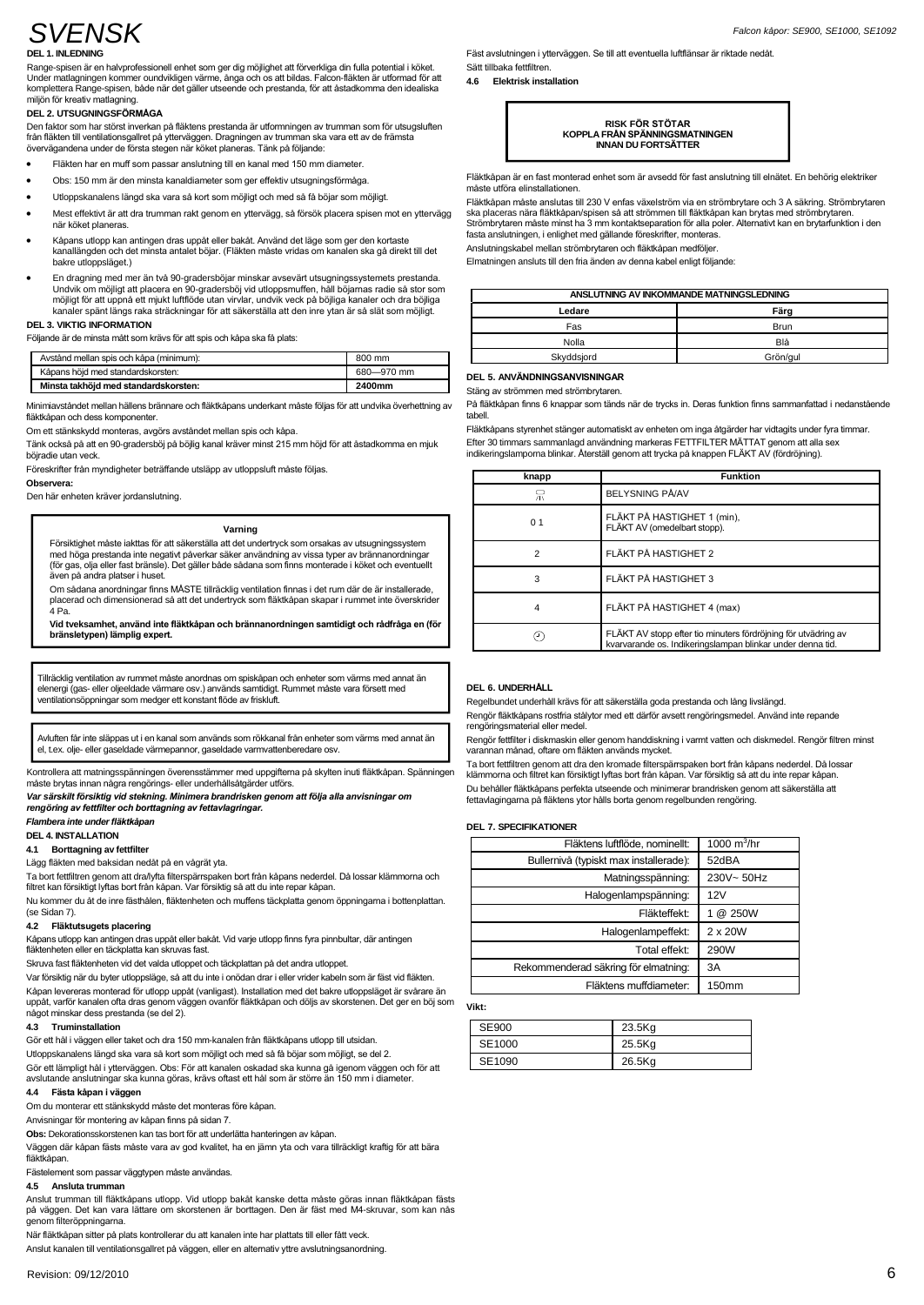# SVENSK

### DEL 1. INLEDNING

Range-spisen är en halvprofessionell enhet som ger dig möjlighet att förverkliga din fulla potential i köket. Under matlagningen kommer oundvikligen värme, ånga och os att bildas. Falcon-fläkten är utformad för att komplettera Range-spisen, både när det gäller utseende och prestanda, för att åstadkomma den idealiska miljön för kreativ matlagning.

### DEL 2. UTSUGNINGSFÖRMÅGA

Den faktor som har störst inverkan på fläktens prestanda är utformningen av trumman som för utsugsluften från fläkten till ventilationsgallret på ytterväggen. Dragningen av trumman ska vara ett av de främsta övervägandena under de första stegen när köket planeras. Tänk på följande:

- Fläkten har en muff som passar anslutning till en kanal med 150 mm diameter.
- Obs: 150 mm är den minsta kanaldiameter som ger effektiv utsugningsförmåga.
- Utloppskanalens längd ska vara så kort som möjligt och med så få böjar som möjligt.
- Mest effektivt är att dra trumman rakt genom en yttervägg, så försök placera spisen mot en yttervägg när köket planeras.
- Kåpans utlopp kan antingen dras uppåt eller bakåt. Använd det läge som ger den kortaste kanallängden och det minsta antalet böjar. (Fläkten måste vridas om kanalen ska gå direkt till det bakre utloppsläget.)
- En dragning med mer än två 90-gradersböjar minskar avsevärt utsugningssystemets prestanda. Undvik om möjligt att placera en 90-gradersböj vid utloppsmuffen, håll böjarnas radie så stor som möjligt för att uppnå ett mjukt luftflöde utan virvlar, undvik veck på böjliga kanaler och dra böjliga kanaler spänt längs raka sträckningar för att säkerställa att den inre ytan är så slät som möjligt.

### DEL 3. VIKTIG INFORMATION

Följande är de minsta mått som krävs för att spis och kåpa ska få plats:

| | |
|---|---|
| Avstånd mellan spis och kåpa (minimum): | 800 mm |
| Kåpans höjd med standarskorsten: | 680—970 mm |
| **Minsta takhöjd med standardskorsten:** | **2400mm** |

Minimiavståndet mellan hällens brännare och fläktkåpans underkant måste följas för att undvika överhettning av fläktkåpan och dess komponenter.

Om ett stänkskydd monteras, avgörs avståndet mellan spis och kåpa.

Tänk också på att en 90-gradersböj på böjlig kanal kräver minst 215 mm höjd för att åstadkomma en mjuk böjradie utan veck.

Föreskrifter från myndigheter beträffande utsläpp av utloppsluft måste följas.

**Observera:**

Den här enheten kräver jordanslutning.

> **Varning**
>
> Försiktighet måste iakttas för att säkerställa att det undertryck som orsakas av utsugningssystem med höga prestanda inte negativt påverkar säker användning av vissa typer av brännanordningar (för gas, olja eller fast bränsle). Det gäller både sådana som finns monterade i köket och eventuellt även på andra platser i huset.
>
> Om sådana anordningar finns MÅSTE tillräcklig ventilation finnas i det rum där de är installerade, placerad och dimensionerad så att det undertryck som fläktkåpan skapar i rummet inte överskrider 4 Pa.
>
> **Vid tveksamhet, använd inte fläktkåpan och brännanordningen samtidigt och rådfråga en (för bränsletypen) lämplig expert.**

> Tillräcklig ventilation av rummet måste anordnas om spiskåpan och enheter som värms med annat än elenergi (gas- eller oljeeldade värmare osv.) används samtidigt. Rummet måste vara försett med ventilationsöppningar som medger ett konstant flöde av friskluft.

> Avluften får inte släppas ut i en kanal som används som rökkanal från enheter som värms med annat än el, t.ex. olje- eller gaseldade värmepannor, gaseldade varmvattenberedare osv.

Kontrollera att matningsspänningen överensstämmer med uppgifterna på skylten inuti fläktkåpan. Spänningen måste brytas innan några rengörings- eller underhållsåtgärder utförs.

***Var särskilt försiktig vid stekning. Minimera brandrisken genom att följa alla anvisningar om rengöring av fettfilter och borttagning av fettavlagringar.***

***Flambera inte under fläktkåpan***

### DEL 4. INSTALLATION

#### 4.1 Borttagning av fettfilter

Lägg fläkten med baksidan nedåt på en vågrät yta.

Ta bort fettfiltren genom att dra/lyfta filterspärrspaken bort från kåpans nederdel. Då lossar klämmorna och filtret kan försiktigt lyftas bort från kåpan. Var försiktig så att du inte repar kåpan.

Nu kommer du åt de inre fästhålen, fläktenheten och muffens täckplatta genom öppningarna i bottenplattan. (se Sidan 7).

#### 4.2 Fläktutsugets placering

Kåpans utlopp kan antingen dras uppåt eller bakåt. Vid varje utlopp finns fyra pinnbultar, där antingen fläktenheten eller en täckplatta kan skruvas fast.

Skruva fast fläktenheten vid det valda utloppet och täckplattan på det andra utloppet.

Var försiktig när du byter utloppsläge, så att du inte i onödan drar i eller vrider kabeln som är fäst vid fläkten.

Kåpan levereras monterad för utlopp uppåt (vanligast). Installation med det bakre utloppsläget är svårare än uppåt, varför kanalen ofta dras genom väggen ovanför fläktkåpan och döljs av skorstenen. Det ger en böj som något minskar dess prestanda (se del 2).

#### 4.3 Truminstallation

Gör ett hål i väggen eller taket och dra 150 mm-kanalen från fläktkåpans utlopp till utsidan.

Utloppskanalens längd ska vara så kort som möjligt och med så få böjar som möjligt, se del 2.

Gör ett lämpligt hål i ytterväggen. Obs: För att kanalen oskadad ska kunna gå igenom väggen och för att avslutande anslutningar ska kunna göras, krävs oftast ett hål som är större än 150 mm i diameter.

#### 4.4 Fästa kåpan i väggen

Om du monterar ett stänkskydd måste det monteras före kåpan.

Anvisningar för montering av kåpan finns på sidan 7.

**Obs:** Dekorationsskorstenen kan tas bort för att underlätta hanteringen av kåpan.

Väggen där kåpan fästs måste vara av god kvalitet, ha en jämn yta och vara tillräckligt kraftig för att bära fläktkåpan.

Fästelement som passar väggtypen måste användas.

#### 4.5 Ansluta trumman

Anslut trumman till fläktkåpans utlopp. Vid utlopp bakåt kanske detta måste göras innan fläktkåpan fästs på väggen. Det kan vara lättare om skorstenen är borttagen. Den är fäst med M4-skruvar, som kan nås genom filteröppningarna.

När fläktkåpan sitter på plats kontrollerar du att kanalen inte har plattats till eller fått veck.

Anslut kanalen till ventilationsgallret på väggen, eller en alternativ yttre avslutningsanordning.

Fäst avslutningen i ytterväggen. Se till att eventuella luftflänsar är riktade nedåt.

Sätt tillbaka fettfiltren.

#### 4.6 Elektrisk installation

> **RISK FÖR STÖTAR**
> **KOPPLA FRÅN SPÄNNINGSMATNINGEN**
> **INNAN DU FORTSÄTTER**

Fläktkåpan är en fast monterad enhet som är avsedd för fast anslutning till elnätet. En behörig elektriker måste utföra elinstallationen.

Fläktkåpan måste anslutas till 230 V enfas växelström via en strömbrytare och 3 A säkring. Strömbrytaren ska placeras nära fläktkåpan/spisen så att strömmen till fläktkåpan kan brytas med strömbrytaren. Strömbrytaren måste minst ha 3 mm kontaktseparation för alla poler. Alternativt kan en brytarfunktion i den fasta anslutningen, i enlighet med gällande föreskrifter, monteras.

Anslutningskabel mellan strömbrytaren och fläktkåpan medföljer.

Elmatningen ansluts till den fria änden av denna kabel enligt följande:

| ANSLUTNING AV INKOMMANDE MATNINGSLEDNING | |
|---|---|
| **Ledare** | **Färg** |
| Fas | Brun |
| Nolla | Blå |
| Skyddsjord | Grön/gul |

### DEL 5. ANVÄNDNINGSANVISNINGAR

Stäng av strömmen med strömbrytaren.

På fläktkåpan finns 6 knappar som tänds när de trycks in. Deras funktion finns sammanfattad i nedanstående tabell.

Fläktkåpans styrenhet stänger automatiskt av enheten om inga åtgärder har vidtagits under fyra timmar.

Efter 30 timmars sammanlagd användning markeras FETTFILTER MÄTTAT genom att alla sex indikeringslamporna blinkar. Återställ genom att trycka på knappen FLÄKT AV (fördröjning).

| knapp | Funktion |
|---|---|
| (lampsymbol) | BELYSNING PÅ/AV |
| 0 1 | FLÄKT PÅ HASTIGHET 1 (min), FLÄKT AV (omedelbart stopp). |
| 2 | FLÄKT PÅ HASTIGHET 2 |
| 3 | FLÄKT PÅ HASTIGHET 3 |
| 4 | FLÄKT PÅ HASTIGHET 4 (max) |
| (klocksymbol) | FLÄKT AV stopp efter tio minuters fördröjning för utvädring av kvarvarande os. Indikeringslampan blinkar under denna tid. |

### DEL 6. UNDERHÅLL

Regelbundet underhåll krävs för att säkerställa goda prestanda och lång livslängd.

Rengör fläktkåpans rostfria stålytor med ett därför avsett rengöringsmedel. Använd inte repande rengöringsmaterial eller medel.

Rengör fettfilter i diskmaskin eller genom handdiskning i varmt vatten och diskmedel. Rengör filtren minst varannan månad, oftare om fläkten används mycket.

Ta bort fettfiltren genom att dra den kromade filterspärrspaken bort från kåpans nederdel. Då lossar klämmorna och filtret kan försiktigt lyftas bort från kåpan. Var försiktig så att du inte repar kåpan.

Du behåller fläktkåpans perfekta utseende och minimerar brandrisken genom att säkerställa att fettavlagringarna på fläktens ytor hålls borta genom regelbunden rengöring.

### DEL 7. SPECIFIKATIONER

| | |
|---|---|
| Fläktens luftflöde, nominellt: | 1000 $m^3$/hr |
| Bullernivå (typiskt max installerade): | 52dBA |
| Matningsspänning: | 230V~ 50Hz |
| Halogenlampspänning: | 12V |
| Fläkteffekt: | 1 @ 250W |
| Halogenlampeffekt: | 2 x 20W |
| Total effekt: | 290W |
| Rekommenderad säkring för elmatning: | 3A |
| Fläktens muffdiameter: | 150mm |

**Vikt:**

| | |
|---|---|
| SE900 | 23.5Kg |
| SE1000 | 25.5Kg |
| SE1090 | 26.5Kg |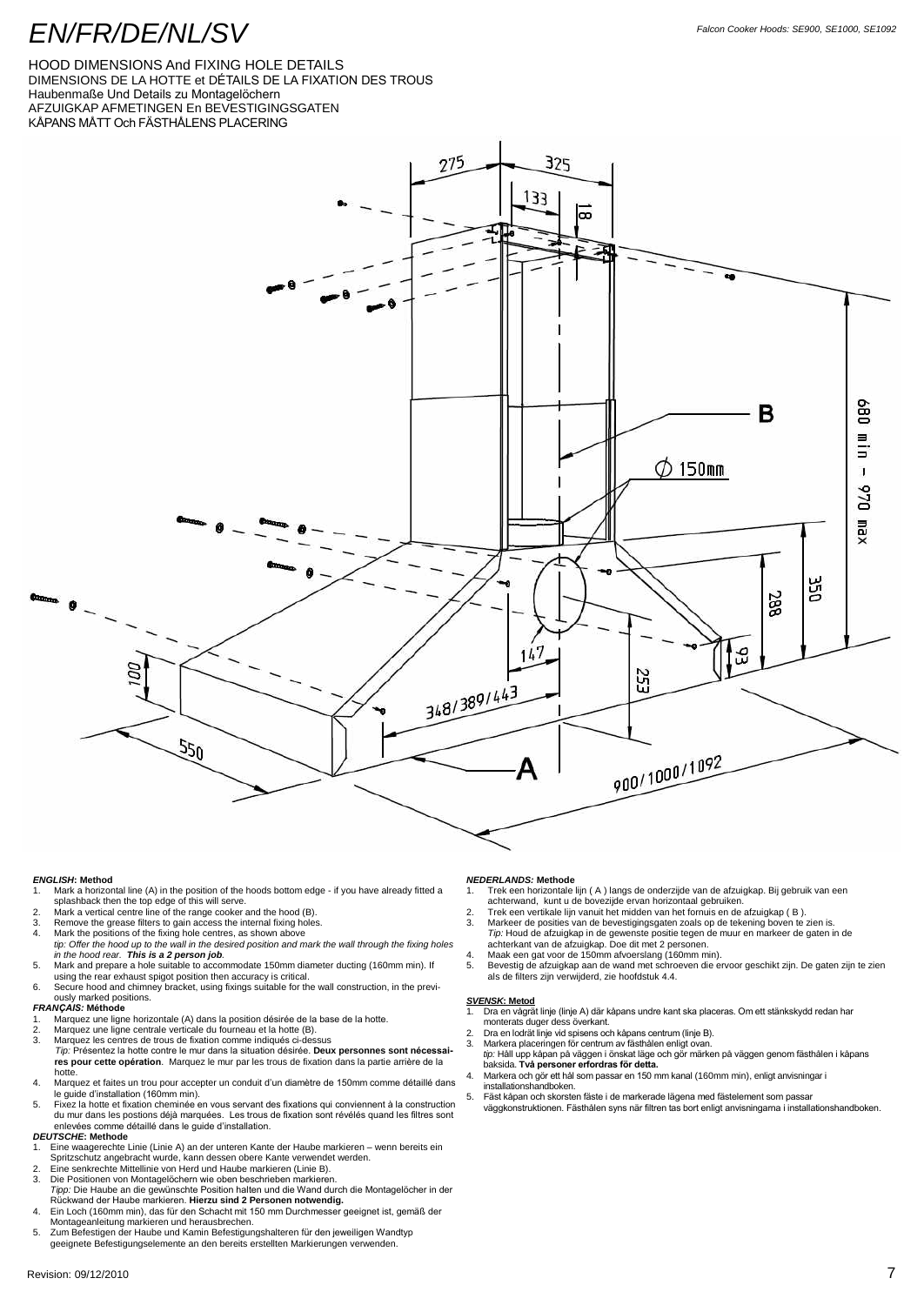# EN/FR/DE/NL/SV

HOOD DIMENSIONS And FIXING HOLE DETAILS
DIMENSIONS DE LA HOTTE et DÉTAILS DE LA FIXATION DES TROUS
Haubenmaße Und Details zu Montagelöchern
AFZUIGKAP AFMETINGEN En BEVESTIGINGSGATEN
KÅPANS MÅTT Och FÄSTHÅLENS PLACERING

275
325
133
18
B
Ø 150mm
680 min – 970 max
350
288
93
147
253
100
348/389/443
550
A
900/1000/1092

***ENGLISH*: Method**

1. Mark a horizontal line (A) in the position of the hoods bottom edge - if you have already fitted a splashback then the top edge of this will serve.
2. Mark a vertical centre line of the range cooker and the hood (B).
3. Remove the grease filters to gain access the internal fixing holes.
4. Mark the positions of the fixing hole centres, as shown above
   *tip: Offer the hood up to the wall in the desired position and mark the wall through the fixing holes in the hood rear.* ***This is a 2 person job***.
5. Mark and prepare a hole suitable to accommodate 150mm diameter ducting (160mm min). If using the rear exhaust spigot position then accuracy is critical.
6. Secure hood and chimney bracket, using fixings suitable for the wall construction, in the previously marked positions.

***FRANÇAIS*: Méthode**

1. Marquez une ligne horizontale (A) dans la position désirée de la base de la hotte.
2. Marquez une ligne centrale verticale du fourneau et la hotte (B).
3. Marquez les centres de trous de fixation comme indiqués ci-dessus
   *Tip:* Présentez la hotte contre le mur dans la situation désirée. **Deux personnes sont nécessaires pour cette opération**. Marquez le mur par les trous de fixation dans la partie arrière de la hotte.
4. Marquez et faites un trou pour accepter un conduit d'un diamètre de 150mm comme détaillé dans le guide d'installation (160mm min).
5. Fixez la hotte et fixation cheminée en vous servant des fixations qui conviennent à la construction du mur dans les postions déjà marquées. Les trous de fixation sont révélés quand les filtres sont enlevées comme détaillé dans le guide d'installation.

***DEUTSCHE*: Methode**

1. Eine waagerechte Linie (Linie A) an der unteren Kante der Haube markieren – wenn bereits ein Spritzschutz angebracht wurde, kann dessen obere Kante verwendet werden.
2. Eine senkrechte Mittellinie von Herd und Haube markieren (Linie B).
3. Die Positionen von Montagelöchern wie oben beschrieben markieren.
   *Tipp:* Die Haube an die gewünschte Position halten und die Wand durch die Montagelöcher in der Rückwand der Haube markieren. **Hierzu sind 2 Personen notwendig.**
4. Ein Loch (160mm min), das für den Schacht mit 150 mm Durchmesser geeignet ist, gemäß der Montageanleitung markieren und herausbrechen.
5. Zum Befestigen der Haube und Kamin Befestigungshalteren für den jeweiligen Wandtyp geeignete Befestigungselemente an den bereits erstellten Markierungen verwenden.

***NEDERLANDS*: Methode**

1. Trek een horizontale lijn ( A ) langs de onderzijde van de afzuigkap. Bij gebruik van een achterwand, kunt u de bovezijde ervan horizontaal gebruiken.
2. Trek een vertikale lijn vanuit het midden van het fornuis en de afzuigkap ( B ).
3. Markeer de posities van de bevestigingsgaten zoals op de tekening boven te zien is.
   *Tip:* Houd de afzuigkap in de gewenste positie tegen de muur en markeer de gaten in de achterkant van de afzuigkap. Doe dit met 2 personen.
4. Maak een gat voor de 150mm afvoerslang (160mm min).
5. Bevestig de afzuigkap aan de wand met schroeven die ervoor geschikt zijn. De gaten zijn te zien als de filters zijn verwijderd, zie hoofdstuk 4.4.

***SVENSK*: Metod**

1. Dra en vågrät linje (linje A) där kåpans undre kant ska placeras. Om ett stänkskydd redan har monterats duger dess överkant.
2. Dra en lodrät linje vid spisens och kåpans centrum (linje B).
3. Markera placeringen för centrum av fästhålen enligt ovan.
   *tip:* Håll upp kåpan på väggen i önskat läge och gör märken på väggen genom fästhålen i kåpans baksida. **Två personer erfordras för detta.**
4. Markera och gör ett hål som passar en 150 mm kanal (160mm min), enligt anvisningar i installationshandboken.
5. Fäst kåpan och skorsten fäste i de markerade lägena med fästelement som passar väggkonstruktionen. Fästhålen syns när filtren tas bort enligt anvisningarna i installationshandboken.

Revision: 09/12/2010